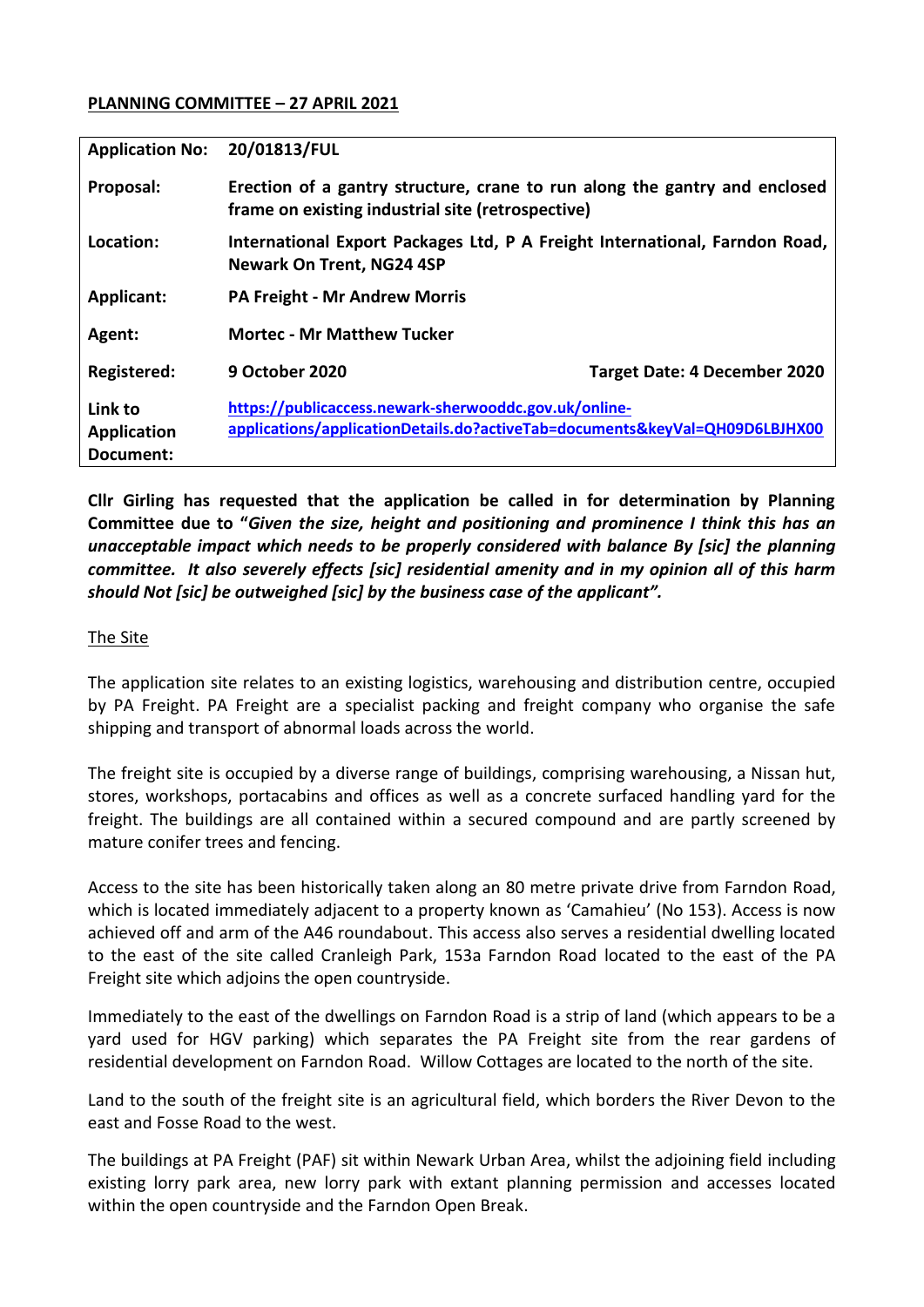**PLANNING COMMITTEE – 27 APRIL 2021**

| **Application No:** | **20/01813/FUL** | |
|---|---|---|
| **Proposal:** | **Erection of a gantry structure, crane to run along the gantry and enclosed frame on existing industrial site (retrospective)** | |
| **Location:** | **International Export Packages Ltd, P A Freight International, Farndon Road, Newark On Trent, NG24 4SP** | |
| **Applicant:** | **PA Freight - Mr Andrew Morris** | |
| **Agent:** | **Mortec - Mr Matthew Tucker** | |
| **Registered:** | **9 October 2020** | **Target Date: 4 December 2020** |
| **Link to Application Document:** | **https://publicaccess.newark-sherwooddc.gov.uk/online-applications/applicationDetails.do?activeTab=documents&keyVal=QH09D6LBJHX00** | |

**Cllr Girling has requested that the application be called in for determination by Planning Committee due to "*Given the size, height and positioning and prominence I think this has an unacceptable impact which needs to be properly considered with balance By [sic] the planning committee. It also severely effects [sic] residential amenity and in my opinion all of this harm should Not [sic] be outweighed [sic] by the business case of the applicant".***

<u>The Site</u>

The application site relates to an existing logistics, warehousing and distribution centre, occupied by PA Freight. PA Freight are a specialist packing and freight company who organise the safe shipping and transport of abnormal loads across the world.

The freight site is occupied by a diverse range of buildings, comprising warehousing, a Nissan hut, stores, workshops, portacabins and offices as well as a concrete surfaced handling yard for the freight. The buildings are all contained within a secured compound and are partly screened by mature conifer trees and fencing.

Access to the site has been historically taken along an 80 metre private drive from Farndon Road, which is located immediately adjacent to a property known as 'Camahieu' (No 153). Access is now achieved off and arm of the A46 roundabout. This access also serves a residential dwelling located to the east of the site called Cranleigh Park, 153a Farndon Road located to the east of the PA Freight site which adjoins the open countryside.

Immediately to the east of the dwellings on Farndon Road is a strip of land (which appears to be a yard used for HGV parking) which separates the PA Freight site from the rear gardens of residential development on Farndon Road. Willow Cottages are located to the north of the site.

Land to the south of the freight site is an agricultural field, which borders the River Devon to the east and Fosse Road to the west.

The buildings at PA Freight (PAF) sit within Newark Urban Area, whilst the adjoining field including existing lorry park area, new lorry park with extant planning permission and accesses located within the open countryside and the Farndon Open Break.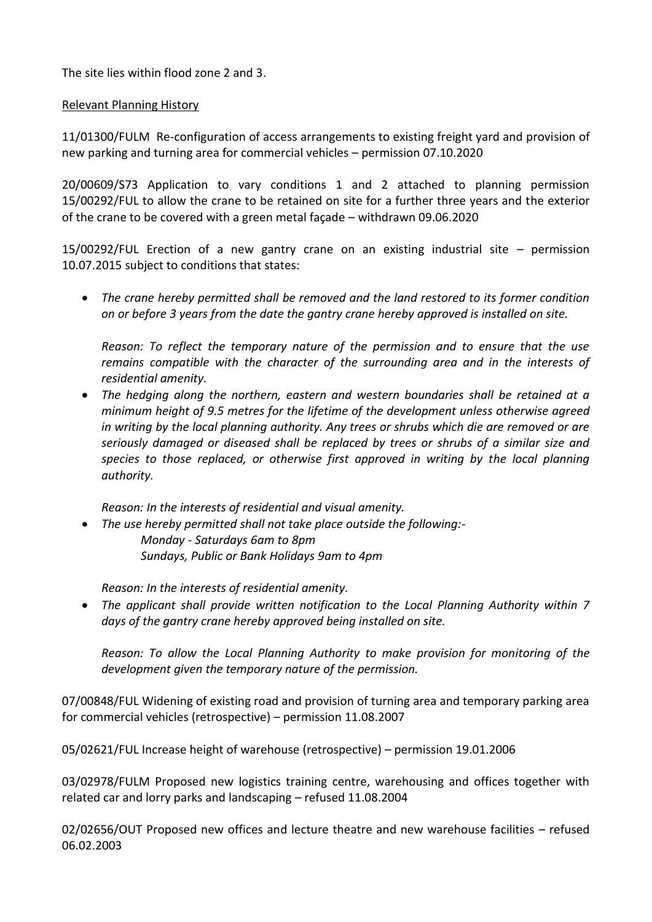The site lies within flood zone 2 and 3.

Relevant Planning History

11/01300/FULM Re-configuration of access arrangements to existing freight yard and provision of new parking and turning area for commercial vehicles – permission 07.10.2020

20/00609/S73 Application to vary conditions 1 and 2 attached to planning permission 15/00292/FUL to allow the crane to be retained on site for a further three years and the exterior of the crane to be covered with a green metal façade – withdrawn 09.06.2020

15/00292/FUL Erection of a new gantry crane on an existing industrial site – permission 10.07.2015 subject to conditions that states:

- *The crane hereby permitted shall be removed and the land restored to its former condition on or before 3 years from the date the gantry crane hereby approved is installed on site.*

  *Reason: To reflect the temporary nature of the permission and to ensure that the use remains compatible with the character of the surrounding area and in the interests of residential amenity.*
- *The hedging along the northern, eastern and western boundaries shall be retained at a minimum height of 9.5 metres for the lifetime of the development unless otherwise agreed in writing by the local planning authority. Any trees or shrubs which die are removed or are seriously damaged or diseased shall be replaced by trees or shrubs of a similar size and species to those replaced, or otherwise first approved in writing by the local planning authority.*

  *Reason: In the interests of residential and visual amenity.*
- *The use hereby permitted shall not take place outside the following:-*
  *Monday - Saturdays 6am to 8pm*
  *Sundays, Public or Bank Holidays 9am to 4pm*

  *Reason: In the interests of residential amenity.*
- *The applicant shall provide written notification to the Local Planning Authority within 7 days of the gantry crane hereby approved being installed on site.*

  *Reason: To allow the Local Planning Authority to make provision for monitoring of the development given the temporary nature of the permission.*

07/00848/FUL Widening of existing road and provision of turning area and temporary parking area for commercial vehicles (retrospective) – permission 11.08.2007

05/02621/FUL Increase height of warehouse (retrospective) – permission 19.01.2006

03/02978/FULM Proposed new logistics training centre, warehousing and offices together with related car and lorry parks and landscaping – refused 11.08.2004

02/02656/OUT Proposed new offices and lecture theatre and new warehouse facilities – refused 06.02.2003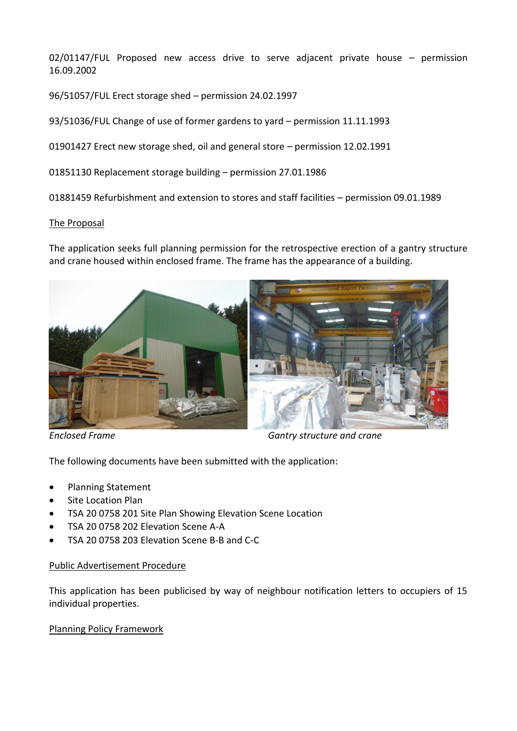02/01147/FUL Proposed new access drive to serve adjacent private house – permission 16.09.2002

96/51057/FUL Erect storage shed – permission 24.02.1997

93/51036/FUL Change of use of former gardens to yard – permission 11.11.1993

01901427 Erect new storage shed, oil and general store – permission 12.02.1991

01851130 Replacement storage building – permission 27.01.1986

01881459 Refurbishment and extension to stores and staff facilities – permission 09.01.1989

The Proposal

The application seeks full planning permission for the retrospective erection of a gantry structure and crane housed within enclosed frame. The frame has the appearance of a building.

*Enclosed Frame* *Gantry structure and crane*

The following documents have been submitted with the application:

- Planning Statement
- Site Location Plan
- TSA 20 0758 201 Site Plan Showing Elevation Scene Location
- TSA 20 0758 202 Elevation Scene A-A
- TSA 20 0758 203 Elevation Scene B-B and C-C

Public Advertisement Procedure

This application has been publicised by way of neighbour notification letters to occupiers of 15 individual properties.

Planning Policy Framework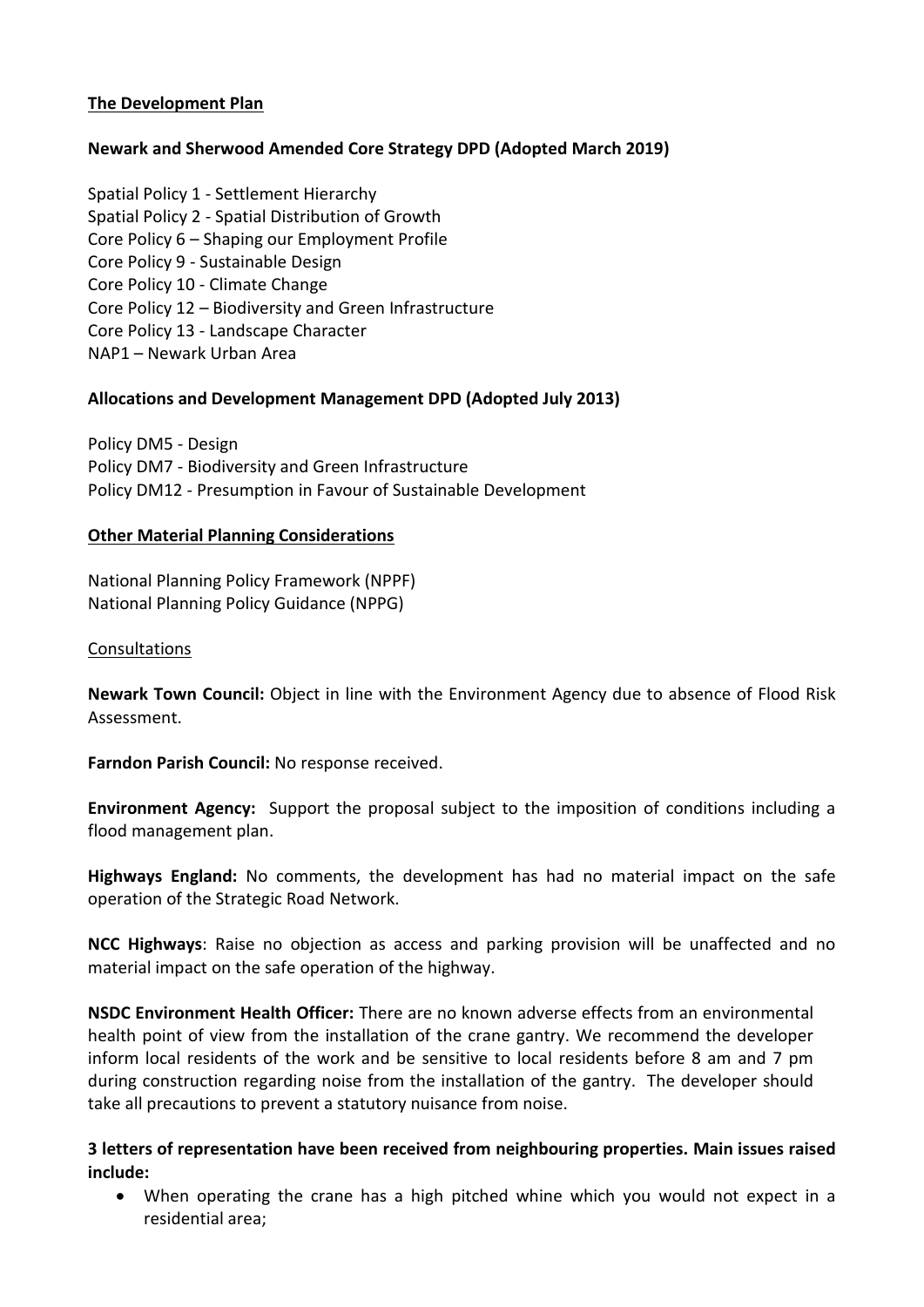## The Development Plan

**Newark and Sherwood Amended Core Strategy DPD (Adopted March 2019)**

Spatial Policy 1 - Settlement Hierarchy
Spatial Policy 2 - Spatial Distribution of Growth
Core Policy 6 – Shaping our Employment Profile
Core Policy 9 - Sustainable Design
Core Policy 10 - Climate Change
Core Policy 12 – Biodiversity and Green Infrastructure
Core Policy 13 - Landscape Character
NAP1 – Newark Urban Area

**Allocations and Development Management DPD (Adopted July 2013)**

Policy DM5 - Design
Policy DM7 - Biodiversity and Green Infrastructure
Policy DM12 - Presumption in Favour of Sustainable Development

## Other Material Planning Considerations

National Planning Policy Framework (NPPF)
National Planning Policy Guidance (NPPG)

### Consultations

**Newark Town Council:** Object in line with the Environment Agency due to absence of Flood Risk Assessment.

**Farndon Parish Council:** No response received.

**Environment Agency:** Support the proposal subject to the imposition of conditions including a flood management plan.

**Highways England:** No comments, the development has had no material impact on the safe operation of the Strategic Road Network.

**NCC Highways**: Raise no objection as access and parking provision will be unaffected and no material impact on the safe operation of the highway.

**NSDC Environment Health Officer:** There are no known adverse effects from an environmental health point of view from the installation of the crane gantry. We recommend the developer inform local residents of the work and be sensitive to local residents before 8 am and 7 pm during construction regarding noise from the installation of the gantry. The developer should take all precautions to prevent a statutory nuisance from noise.

**3 letters of representation have been received from neighbouring properties. Main issues raised include:**

- When operating the crane has a high pitched whine which you would not expect in a residential area;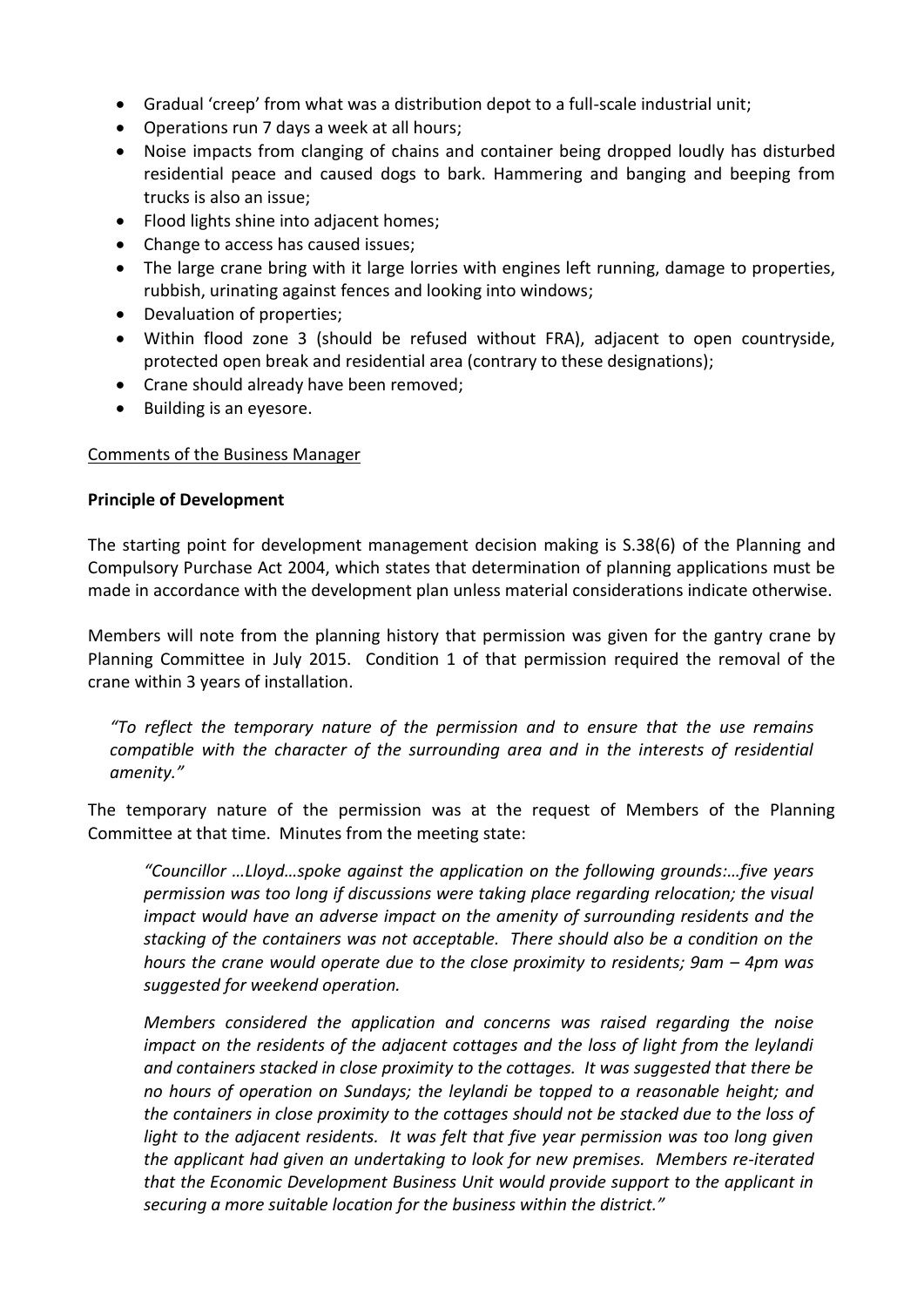- Gradual 'creep' from what was a distribution depot to a full-scale industrial unit;
- Operations run 7 days a week at all hours;
- Noise impacts from clanging of chains and container being dropped loudly has disturbed residential peace and caused dogs to bark. Hammering and banging and beeping from trucks is also an issue;
- Flood lights shine into adjacent homes;
- Change to access has caused issues;
- The large crane bring with it large lorries with engines left running, damage to properties, rubbish, urinating against fences and looking into windows;
- Devaluation of properties;
- Within flood zone 3 (should be refused without FRA), adjacent to open countryside, protected open break and residential area (contrary to these designations);
- Crane should already have been removed;
- Building is an eyesore.

Comments of the Business Manager

**Principle of Development**

The starting point for development management decision making is S.38(6) of the Planning and Compulsory Purchase Act 2004, which states that determination of planning applications must be made in accordance with the development plan unless material considerations indicate otherwise.

Members will note from the planning history that permission was given for the gantry crane by Planning Committee in July 2015. Condition 1 of that permission required the removal of the crane within 3 years of installation.

> *"To reflect the temporary nature of the permission and to ensure that the use remains compatible with the character of the surrounding area and in the interests of residential amenity."*

The temporary nature of the permission was at the request of Members of the Planning Committee at that time. Minutes from the meeting state:

> *"Councillor …Lloyd…spoke against the application on the following grounds:…five years permission was too long if discussions were taking place regarding relocation; the visual impact would have an adverse impact on the amenity of surrounding residents and the stacking of the containers was not acceptable. There should also be a condition on the hours the crane would operate due to the close proximity to residents; 9am – 4pm was suggested for weekend operation.*
>
> *Members considered the application and concerns was raised regarding the noise impact on the residents of the adjacent cottages and the loss of light from the leylandi and containers stacked in close proximity to the cottages. It was suggested that there be no hours of operation on Sundays; the leylandi be topped to a reasonable height; and the containers in close proximity to the cottages should not be stacked due to the loss of light to the adjacent residents. It was felt that five year permission was too long given the applicant had given an undertaking to look for new premises. Members re-iterated that the Economic Development Business Unit would provide support to the applicant in securing a more suitable location for the business within the district."*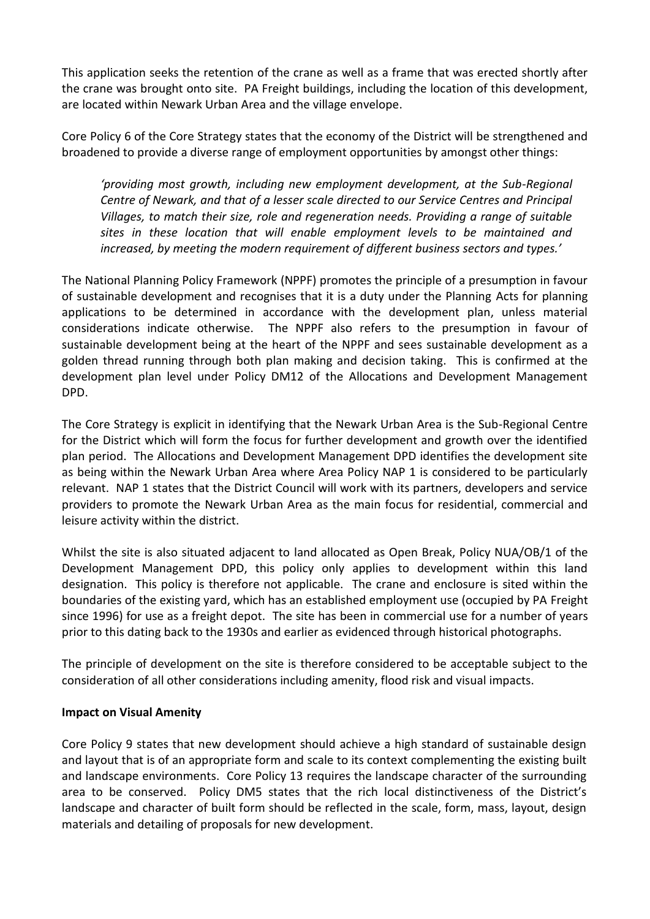This application seeks the retention of the crane as well as a frame that was erected shortly after the crane was brought onto site. PA Freight buildings, including the location of this development, are located within Newark Urban Area and the village envelope.

Core Policy 6 of the Core Strategy states that the economy of the District will be strengthened and broadened to provide a diverse range of employment opportunities by amongst other things:

> *'providing most growth, including new employment development, at the Sub-Regional Centre of Newark, and that of a lesser scale directed to our Service Centres and Principal Villages, to match their size, role and regeneration needs. Providing a range of suitable sites in these location that will enable employment levels to be maintained and increased, by meeting the modern requirement of different business sectors and types.'*

The National Planning Policy Framework (NPPF) promotes the principle of a presumption in favour of sustainable development and recognises that it is a duty under the Planning Acts for planning applications to be determined in accordance with the development plan, unless material considerations indicate otherwise. The NPPF also refers to the presumption in favour of sustainable development being at the heart of the NPPF and sees sustainable development as a golden thread running through both plan making and decision taking. This is confirmed at the development plan level under Policy DM12 of the Allocations and Development Management DPD.

The Core Strategy is explicit in identifying that the Newark Urban Area is the Sub-Regional Centre for the District which will form the focus for further development and growth over the identified plan period. The Allocations and Development Management DPD identifies the development site as being within the Newark Urban Area where Area Policy NAP 1 is considered to be particularly relevant. NAP 1 states that the District Council will work with its partners, developers and service providers to promote the Newark Urban Area as the main focus for residential, commercial and leisure activity within the district.

Whilst the site is also situated adjacent to land allocated as Open Break, Policy NUA/OB/1 of the Development Management DPD, this policy only applies to development within this land designation. This policy is therefore not applicable. The crane and enclosure is sited within the boundaries of the existing yard, which has an established employment use (occupied by PA Freight since 1996) for use as a freight depot. The site has been in commercial use for a number of years prior to this dating back to the 1930s and earlier as evidenced through historical photographs.

The principle of development on the site is therefore considered to be acceptable subject to the consideration of all other considerations including amenity, flood risk and visual impacts.

**Impact on Visual Amenity**

Core Policy 9 states that new development should achieve a high standard of sustainable design and layout that is of an appropriate form and scale to its context complementing the existing built and landscape environments. Core Policy 13 requires the landscape character of the surrounding area to be conserved. Policy DM5 states that the rich local distinctiveness of the District's landscape and character of built form should be reflected in the scale, form, mass, layout, design materials and detailing of proposals for new development.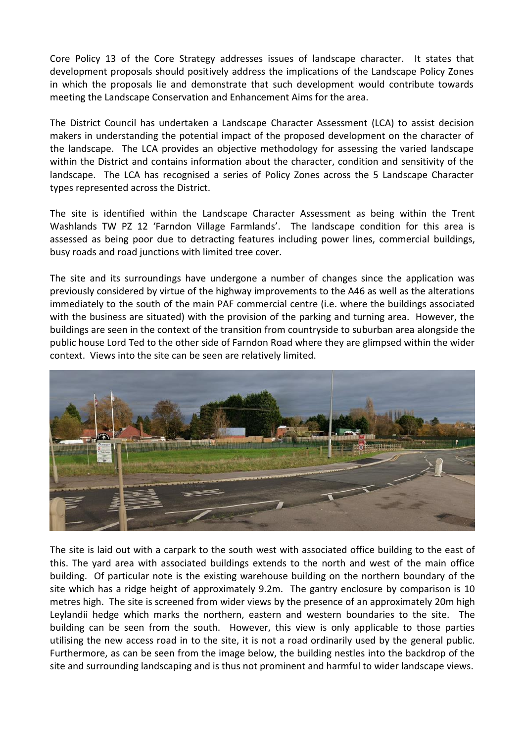Core Policy 13 of the Core Strategy addresses issues of landscape character. It states that development proposals should positively address the implications of the Landscape Policy Zones in which the proposals lie and demonstrate that such development would contribute towards meeting the Landscape Conservation and Enhancement Aims for the area.

The District Council has undertaken a Landscape Character Assessment (LCA) to assist decision makers in understanding the potential impact of the proposed development on the character of the landscape. The LCA provides an objective methodology for assessing the varied landscape within the District and contains information about the character, condition and sensitivity of the landscape. The LCA has recognised a series of Policy Zones across the 5 Landscape Character types represented across the District.

The site is identified within the Landscape Character Assessment as being within the Trent Washlands TW PZ 12 'Farndon Village Farmlands'. The landscape condition for this area is assessed as being poor due to detracting features including power lines, commercial buildings, busy roads and road junctions with limited tree cover.

The site and its surroundings have undergone a number of changes since the application was previously considered by virtue of the highway improvements to the A46 as well as the alterations immediately to the south of the main PAF commercial centre (i.e. where the buildings associated with the business are situated) with the provision of the parking and turning area. However, the buildings are seen in the context of the transition from countryside to suburban area alongside the public house Lord Ted to the other side of Farndon Road where they are glimpsed within the wider context. Views into the site can be seen are relatively limited.

The site is laid out with a carpark to the south west with associated office building to the east of this. The yard area with associated buildings extends to the north and west of the main office building. Of particular note is the existing warehouse building on the northern boundary of the site which has a ridge height of approximately 9.2m. The gantry enclosure by comparison is 10 metres high. The site is screened from wider views by the presence of an approximately 20m high Leylandii hedge which marks the northern, eastern and western boundaries to the site. The building can be seen from the south. However, this view is only applicable to those parties utilising the new access road in to the site, it is not a road ordinarily used by the general public. Furthermore, as can be seen from the image below, the building nestles into the backdrop of the site and surrounding landscaping and is thus not prominent and harmful to wider landscape views.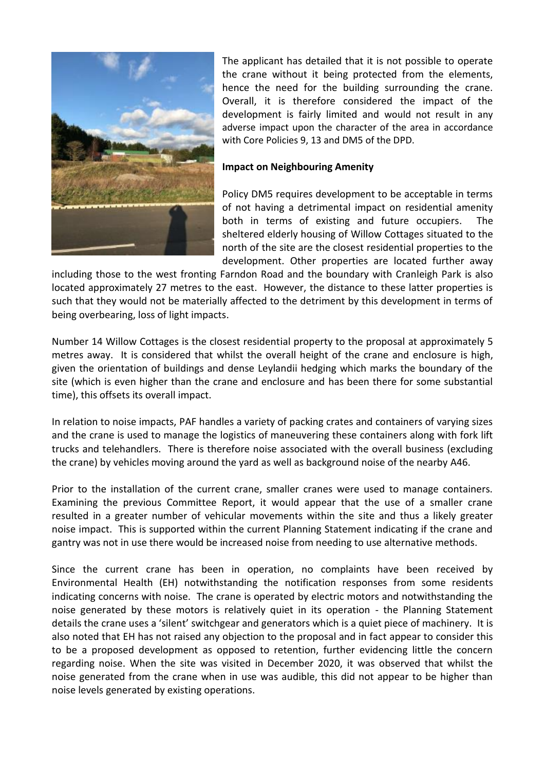The applicant has detailed that it is not possible to operate the crane without it being protected from the elements, hence the need for the building surrounding the crane. Overall, it is therefore considered the impact of the development is fairly limited and would not result in any adverse impact upon the character of the area in accordance with Core Policies 9, 13 and DM5 of the DPD.

**Impact on Neighbouring Amenity**

Policy DM5 requires development to be acceptable in terms of not having a detrimental impact on residential amenity both in terms of existing and future occupiers. The sheltered elderly housing of Willow Cottages situated to the north of the site are the closest residential properties to the development. Other properties are located further away including those to the west fronting Farndon Road and the boundary with Cranleigh Park is also located approximately 27 metres to the east. However, the distance to these latter properties is such that they would not be materially affected to the detriment by this development in terms of being overbearing, loss of light impacts.

Number 14 Willow Cottages is the closest residential property to the proposal at approximately 5 metres away. It is considered that whilst the overall height of the crane and enclosure is high, given the orientation of buildings and dense Leylandii hedging which marks the boundary of the site (which is even higher than the crane and enclosure and has been there for some substantial time), this offsets its overall impact.

In relation to noise impacts, PAF handles a variety of packing crates and containers of varying sizes and the crane is used to manage the logistics of maneuvering these containers along with fork lift trucks and telehandlers. There is therefore noise associated with the overall business (excluding the crane) by vehicles moving around the yard as well as background noise of the nearby A46.

Prior to the installation of the current crane, smaller cranes were used to manage containers. Examining the previous Committee Report, it would appear that the use of a smaller crane resulted in a greater number of vehicular movements within the site and thus a likely greater noise impact. This is supported within the current Planning Statement indicating if the crane and gantry was not in use there would be increased noise from needing to use alternative methods.

Since the current crane has been in operation, no complaints have been received by Environmental Health (EH) notwithstanding the notification responses from some residents indicating concerns with noise. The crane is operated by electric motors and notwithstanding the noise generated by these motors is relatively quiet in its operation - the Planning Statement details the crane uses a 'silent' switchgear and generators which is a quiet piece of machinery. It is also noted that EH has not raised any objection to the proposal and in fact appear to consider this to be a proposed development as opposed to retention, further evidencing little the concern regarding noise. When the site was visited in December 2020, it was observed that whilst the noise generated from the crane when in use was audible, this did not appear to be higher than noise levels generated by existing operations.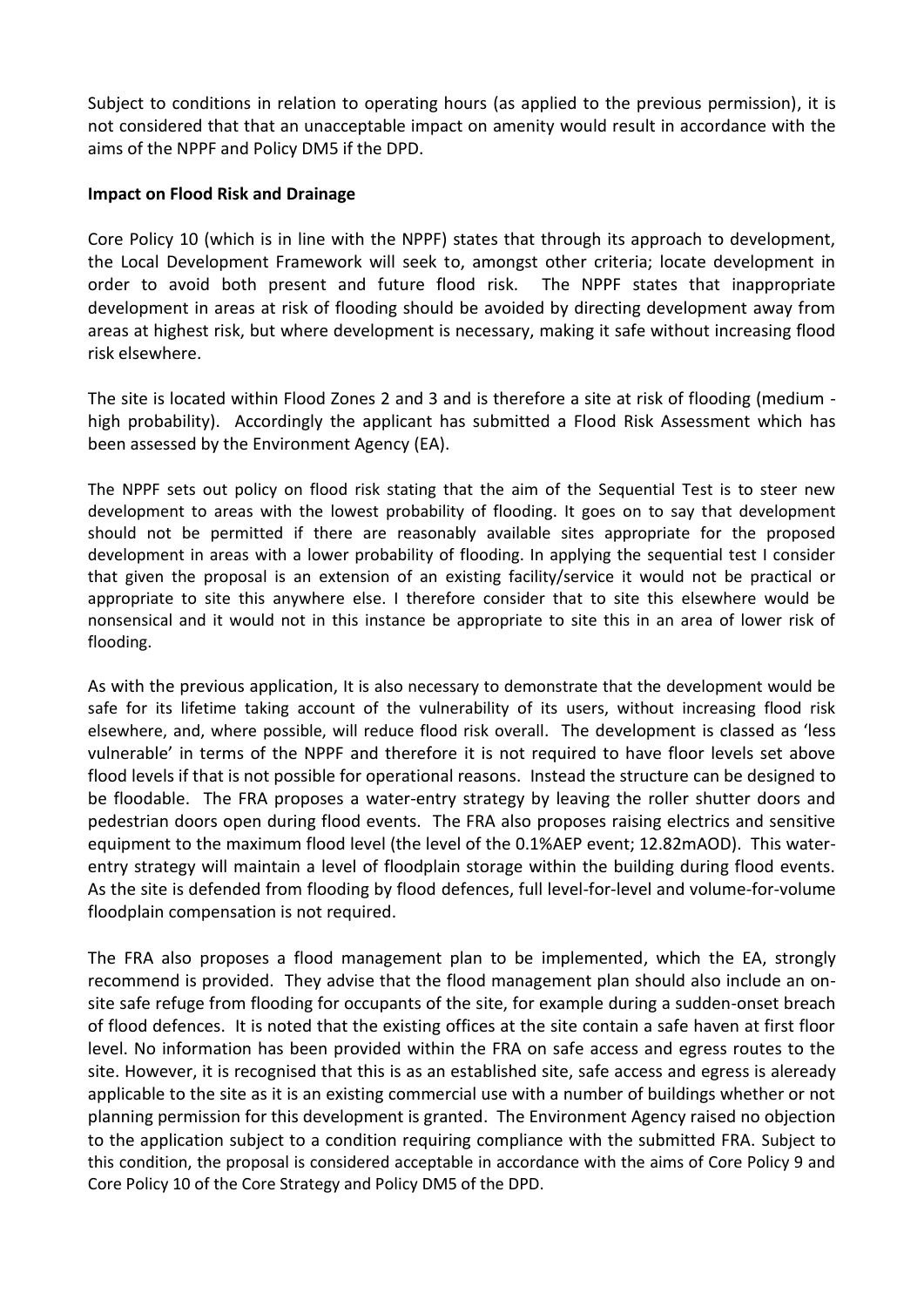Subject to conditions in relation to operating hours (as applied to the previous permission), it is not considered that that an unacceptable impact on amenity would result in accordance with the aims of the NPPF and Policy DM5 if the DPD.

**Impact on Flood Risk and Drainage**

Core Policy 10 (which is in line with the NPPF) states that through its approach to development, the Local Development Framework will seek to, amongst other criteria; locate development in order to avoid both present and future flood risk. The NPPF states that inappropriate development in areas at risk of flooding should be avoided by directing development away from areas at highest risk, but where development is necessary, making it safe without increasing flood risk elsewhere.

The site is located within Flood Zones 2 and 3 and is therefore a site at risk of flooding (medium - high probability). Accordingly the applicant has submitted a Flood Risk Assessment which has been assessed by the Environment Agency (EA).

The NPPF sets out policy on flood risk stating that the aim of the Sequential Test is to steer new development to areas with the lowest probability of flooding. It goes on to say that development should not be permitted if there are reasonably available sites appropriate for the proposed development in areas with a lower probability of flooding. In applying the sequential test I consider that given the proposal is an extension of an existing facility/service it would not be practical or appropriate to site this anywhere else. I therefore consider that to site this elsewhere would be nonsensical and it would not in this instance be appropriate to site this in an area of lower risk of flooding.

As with the previous application, It is also necessary to demonstrate that the development would be safe for its lifetime taking account of the vulnerability of its users, without increasing flood risk elsewhere, and, where possible, will reduce flood risk overall. The development is classed as 'less vulnerable' in terms of the NPPF and therefore it is not required to have floor levels set above flood levels if that is not possible for operational reasons. Instead the structure can be designed to be floodable. The FRA proposes a water-entry strategy by leaving the roller shutter doors and pedestrian doors open during flood events. The FRA also proposes raising electrics and sensitive equipment to the maximum flood level (the level of the 0.1%AEP event; 12.82mAOD). This water-entry strategy will maintain a level of floodplain storage within the building during flood events. As the site is defended from flooding by flood defences, full level-for-level and volume-for-volume floodplain compensation is not required.

The FRA also proposes a flood management plan to be implemented, which the EA, strongly recommend is provided. They advise that the flood management plan should also include an on-site safe refuge from flooding for occupants of the site, for example during a sudden-onset breach of flood defences. It is noted that the existing offices at the site contain a safe haven at first floor level. No information has been provided within the FRA on safe access and egress routes to the site. However, it is recognised that this is as an established site, safe access and egress is aleready applicable to the site as it is an existing commercial use with a number of buildings whether or not planning permission for this development is granted. The Environment Agency raised no objection to the application subject to a condition requiring compliance with the submitted FRA. Subject to this condition, the proposal is considered acceptable in accordance with the aims of Core Policy 9 and Core Policy 10 of the Core Strategy and Policy DM5 of the DPD.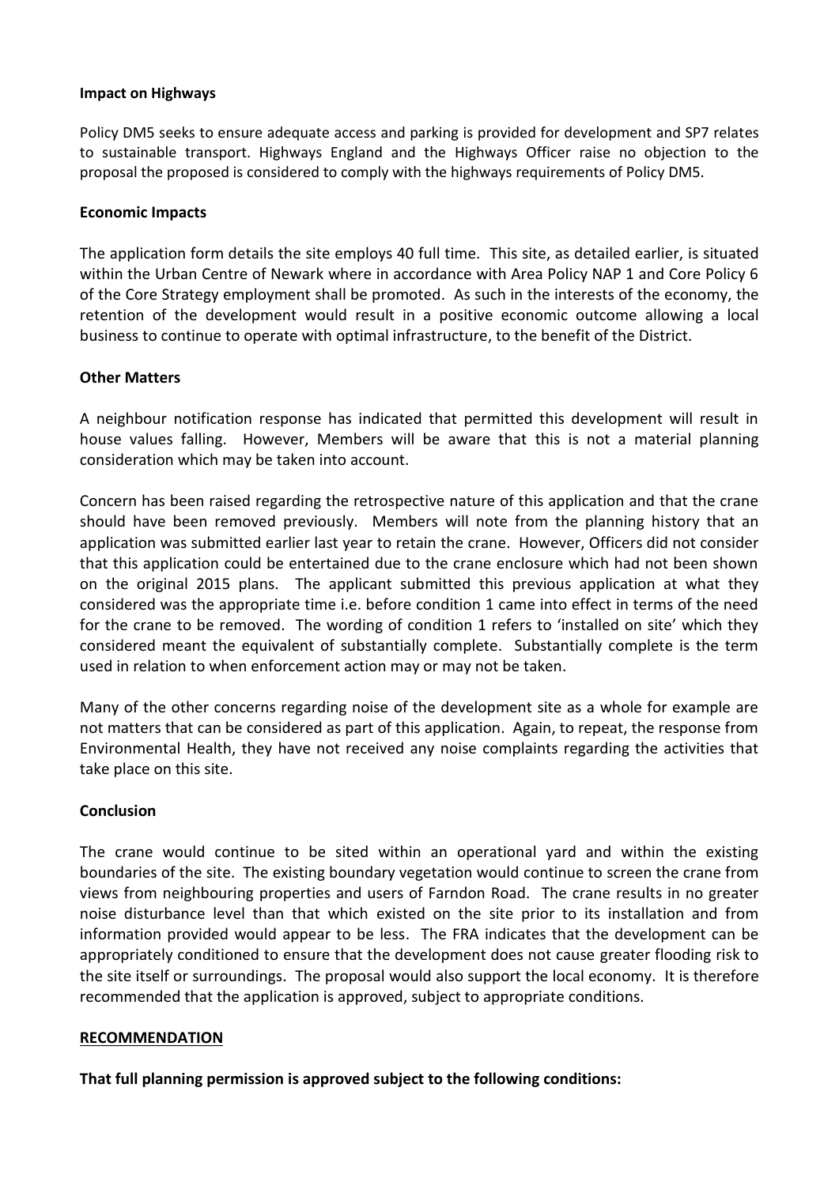**Impact on Highways**

Policy DM5 seeks to ensure adequate access and parking is provided for development and SP7 relates to sustainable transport. Highways England and the Highways Officer raise no objection to the proposal the proposed is considered to comply with the highways requirements of Policy DM5.

**Economic Impacts**

The application form details the site employs 40 full time. This site, as detailed earlier, is situated within the Urban Centre of Newark where in accordance with Area Policy NAP 1 and Core Policy 6 of the Core Strategy employment shall be promoted. As such in the interests of the economy, the retention of the development would result in a positive economic outcome allowing a local business to continue to operate with optimal infrastructure, to the benefit of the District.

**Other Matters**

A neighbour notification response has indicated that permitted this development will result in house values falling. However, Members will be aware that this is not a material planning consideration which may be taken into account.

Concern has been raised regarding the retrospective nature of this application and that the crane should have been removed previously. Members will note from the planning history that an application was submitted earlier last year to retain the crane. However, Officers did not consider that this application could be entertained due to the crane enclosure which had not been shown on the original 2015 plans. The applicant submitted this previous application at what they considered was the appropriate time i.e. before condition 1 came into effect in terms of the need for the crane to be removed. The wording of condition 1 refers to 'installed on site' which they considered meant the equivalent of substantially complete. Substantially complete is the term used in relation to when enforcement action may or may not be taken.

Many of the other concerns regarding noise of the development site as a whole for example are not matters that can be considered as part of this application. Again, to repeat, the response from Environmental Health, they have not received any noise complaints regarding the activities that take place on this site.

**Conclusion**

The crane would continue to be sited within an operational yard and within the existing boundaries of the site. The existing boundary vegetation would continue to screen the crane from views from neighbouring properties and users of Farndon Road. The crane results in no greater noise disturbance level than that which existed on the site prior to its installation and from information provided would appear to be less. The FRA indicates that the development can be appropriately conditioned to ensure that the development does not cause greater flooding risk to the site itself or surroundings. The proposal would also support the local economy. It is therefore recommended that the application is approved, subject to appropriate conditions.

**RECOMMENDATION**

**That full planning permission is approved subject to the following conditions:**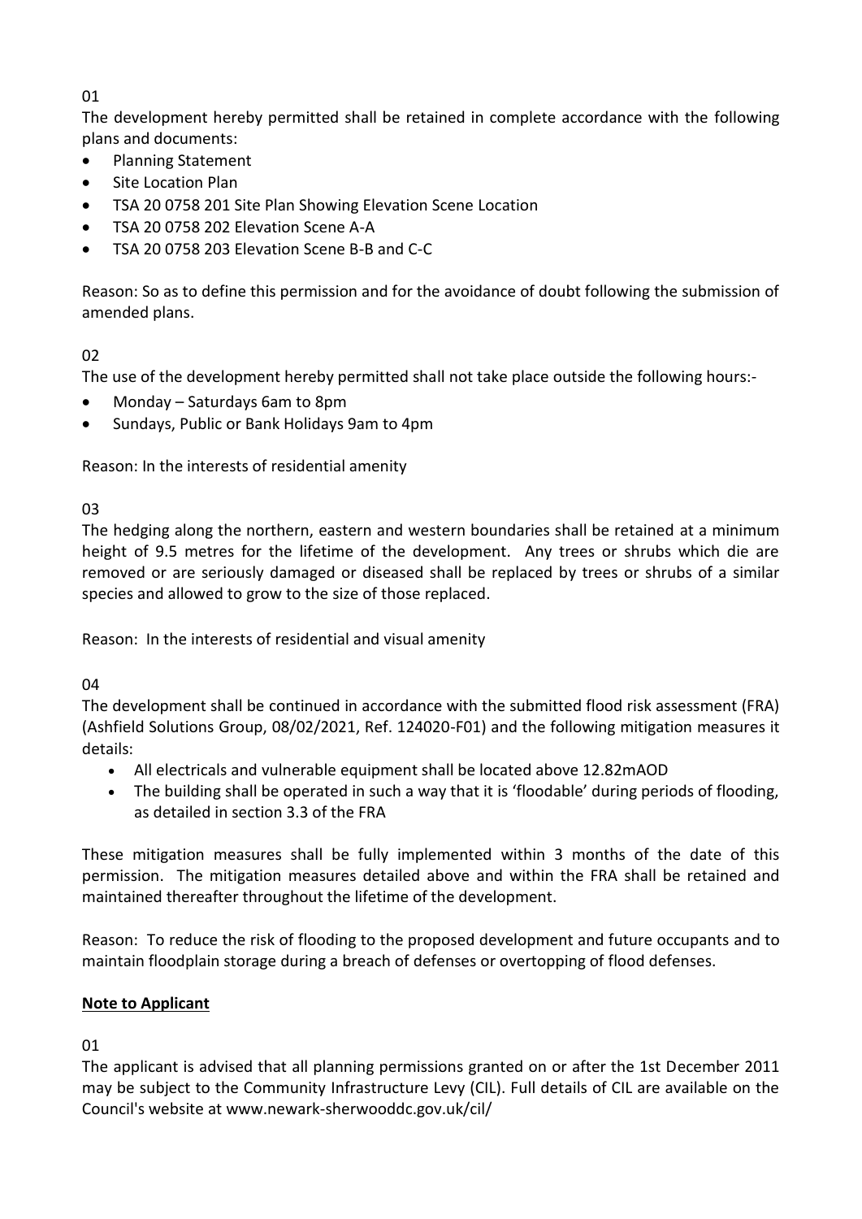01

The development hereby permitted shall be retained in complete accordance with the following plans and documents:

- Planning Statement
- Site Location Plan
- TSA 20 0758 201 Site Plan Showing Elevation Scene Location
- TSA 20 0758 202 Elevation Scene A-A
- TSA 20 0758 203 Elevation Scene B-B and C-C

Reason: So as to define this permission and for the avoidance of doubt following the submission of amended plans.

02

The use of the development hereby permitted shall not take place outside the following hours:-

- Monday – Saturdays 6am to 8pm
- Sundays, Public or Bank Holidays 9am to 4pm

Reason: In the interests of residential amenity

03

The hedging along the northern, eastern and western boundaries shall be retained at a minimum height of 9.5 metres for the lifetime of the development. Any trees or shrubs which die are removed or are seriously damaged or diseased shall be replaced by trees or shrubs of a similar species and allowed to grow to the size of those replaced.

Reason: In the interests of residential and visual amenity

04

The development shall be continued in accordance with the submitted flood risk assessment (FRA) (Ashfield Solutions Group, 08/02/2021, Ref. 124020-F01) and the following mitigation measures it details:

- All electricals and vulnerable equipment shall be located above 12.82mAOD
- The building shall be operated in such a way that it is 'floodable' during periods of flooding, as detailed in section 3.3 of the FRA

These mitigation measures shall be fully implemented within 3 months of the date of this permission. The mitigation measures detailed above and within the FRA shall be retained and maintained thereafter throughout the lifetime of the development.

Reason: To reduce the risk of flooding to the proposed development and future occupants and to maintain floodplain storage during a breach of defenses or overtopping of flood defenses.

**Note to Applicant**

01

The applicant is advised that all planning permissions granted on or after the 1st December 2011 may be subject to the Community Infrastructure Levy (CIL). Full details of CIL are available on the Council's website at www.newark-sherwooddc.gov.uk/cil/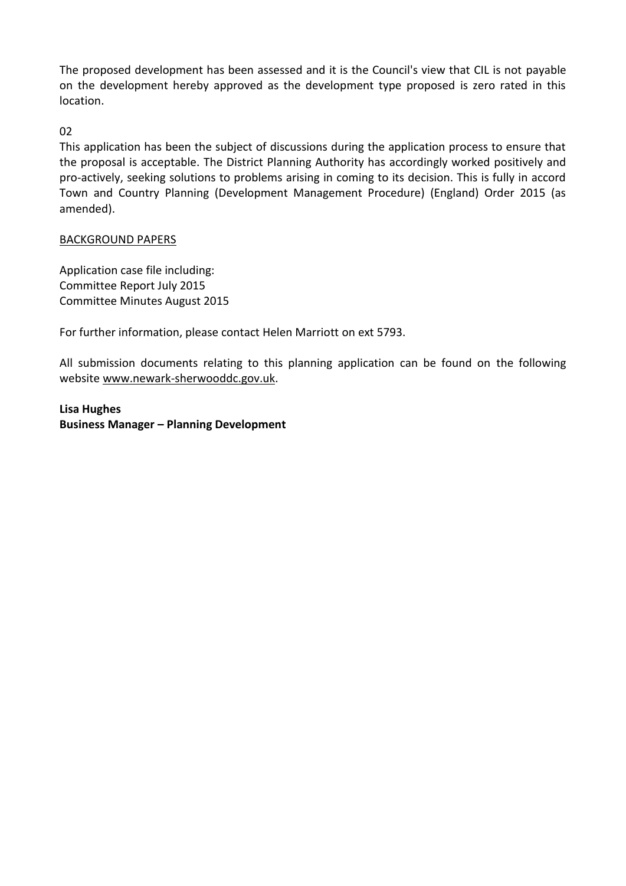The proposed development has been assessed and it is the Council's view that CIL is not payable on the development hereby approved as the development type proposed is zero rated in this location.

02

This application has been the subject of discussions during the application process to ensure that the proposal is acceptable. The District Planning Authority has accordingly worked positively and pro-actively, seeking solutions to problems arising in coming to its decision. This is fully in accord Town and Country Planning (Development Management Procedure) (England) Order 2015 (as amended).

BACKGROUND PAPERS

Application case file including:
Committee Report July 2015
Committee Minutes August 2015

For further information, please contact Helen Marriott on ext 5793.

All submission documents relating to this planning application can be found on the following website www.newark-sherwooddc.gov.uk.

**Lisa Hughes**
**Business Manager – Planning Development**